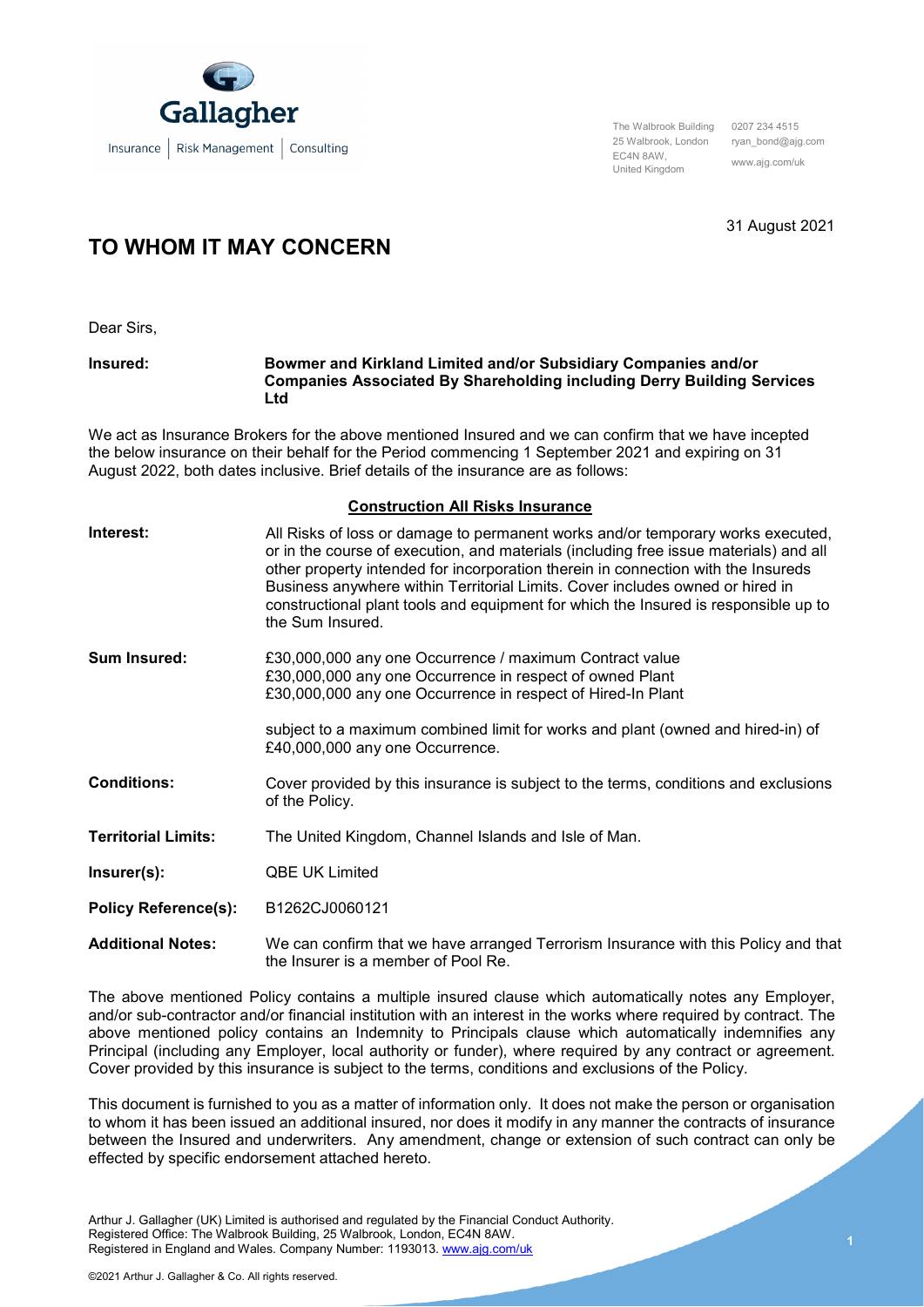Gallagher

Insurance | Risk Management | Consulting

The Walbrook Building
25 Walbrook, London
EC4N 8AW,
United Kingdom

0207 234 4515
ryan_bond@ajg.com
www.ajg.com/uk

31 August 2021

# TO WHOM IT MAY CONCERN

Dear Sirs,

| | |
|---|---|
| **Insured:** | **Bowmer and Kirkland Limited and/or Subsidiary Companies and/or Companies Associated By Shareholding including Derry Building Services Ltd** |

We act as Insurance Brokers for the above mentioned Insured and we can confirm that we have incepted the below insurance on their behalf for the Period commencing 1 September 2021 and expiring on 31 August 2022, both dates inclusive. Brief details of the insurance are as follows:

## Construction All Risks Insurance

| | |
|---|---|
| **Interest:** | All Risks of loss or damage to permanent works and/or temporary works executed, or in the course of execution, and materials (including free issue materials) and all other property intended for incorporation therein in connection with the Insureds Business anywhere within Territorial Limits. Cover includes owned or hired in constructional plant tools and equipment for which the Insured is responsible up to the Sum Insured. |
| **Sum Insured:** | £30,000,000 any one Occurrence / maximum Contract value<br>£30,000,000 any one Occurrence in respect of owned Plant<br>£30,000,000 any one Occurrence in respect of Hired-In Plant<br><br>subject to a maximum combined limit for works and plant (owned and hired-in) of £40,000,000 any one Occurrence. |
| **Conditions:** | Cover provided by this insurance is subject to the terms, conditions and exclusions of the Policy. |
| **Territorial Limits:** | The United Kingdom, Channel Islands and Isle of Man. |
| **Insurer(s):** | QBE UK Limited |
| **Policy Reference(s):** | B1262CJ0060121 |
| **Additional Notes:** | We can confirm that we have arranged Terrorism Insurance with this Policy and that the Insurer is a member of Pool Re. |

The above mentioned Policy contains a multiple insured clause which automatically notes any Employer, and/or sub-contractor and/or financial institution with an interest in the works where required by contract. The above mentioned policy contains an Indemnity to Principals clause which automatically indemnifies any Principal (including any Employer, local authority or funder), where required by any contract or agreement. Cover provided by this insurance is subject to the terms, conditions and exclusions of the Policy.

This document is furnished to you as a matter of information only. It does not make the person or organisation to whom it has been issued an additional insured, nor does it modify in any manner the contracts of insurance between the Insured and underwriters. Any amendment, change or extension of such contract can only be effected by specific endorsement attached hereto.

Arthur J. Gallagher (UK) Limited is authorised and regulated by the Financial Conduct Authority.
Registered Office: The Walbrook Building, 25 Walbrook, London, EC4N 8AW.
Registered in England and Wales. Company Number: 1193013. www.ajg.com/uk

©2021 Arthur J. Gallagher & Co. All rights reserved.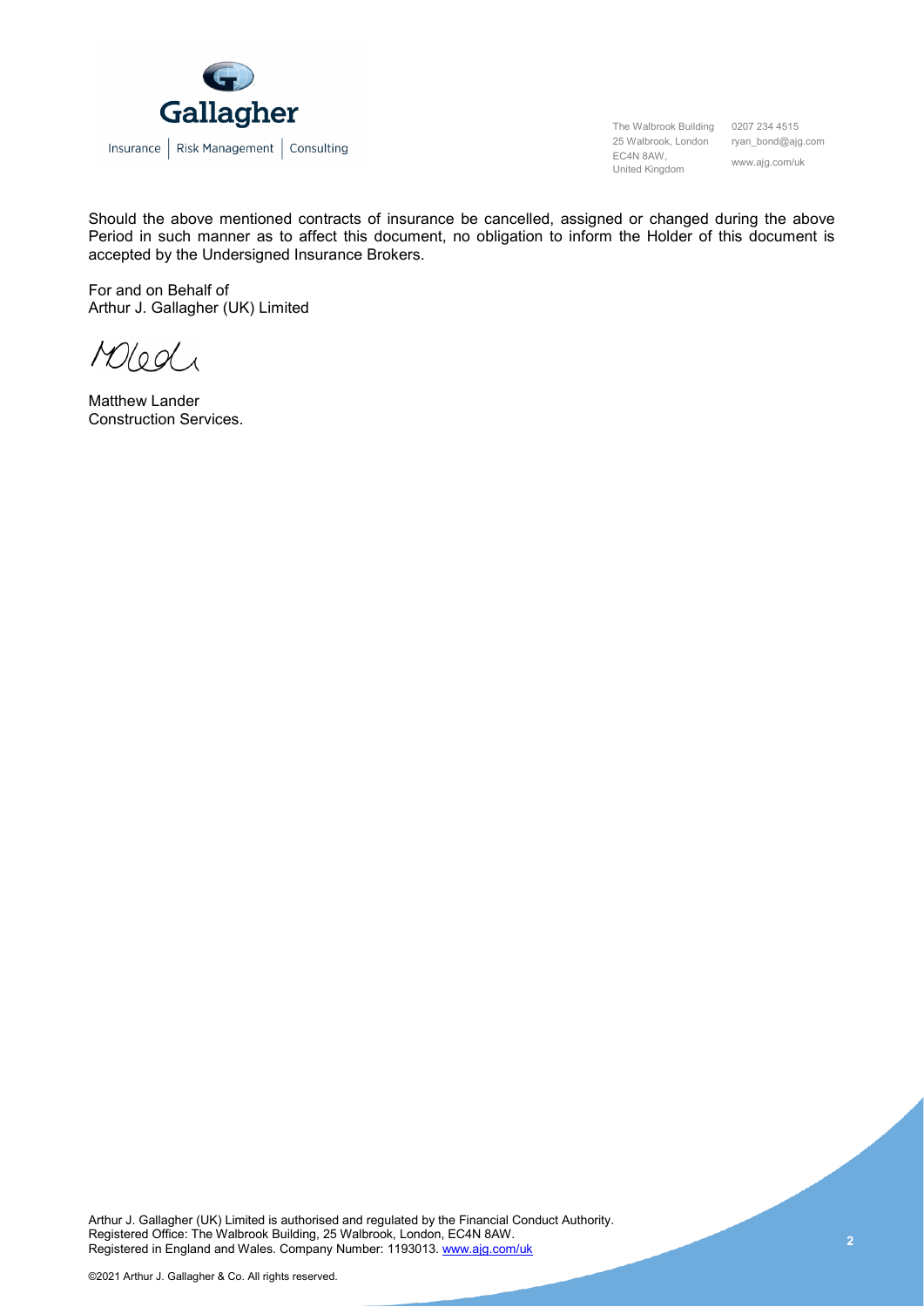Gallagher

Insurance | Risk Management | Consulting

The Walbrook Building
25 Walbrook, London
EC4N 8AW,
United Kingdom

0207 234 4515
ryan_bond@ajg.com
www.ajg.com/uk

Should the above mentioned contracts of insurance be cancelled, assigned or changed during the above Period in such manner as to affect this document, no obligation to inform the Holder of this document is accepted by the Undersigned Insurance Brokers.

For and on Behalf of
Arthur J. Gallagher (UK) Limited

Matthew Lander
Construction Services.

Arthur J. Gallagher (UK) Limited is authorised and regulated by the Financial Conduct Authority.
Registered Office: The Walbrook Building, 25 Walbrook, London, EC4N 8AW.
Registered in England and Wales. Company Number: 1193013. www.ajg.com/uk

©2021 Arthur J. Gallagher & Co. All rights reserved.